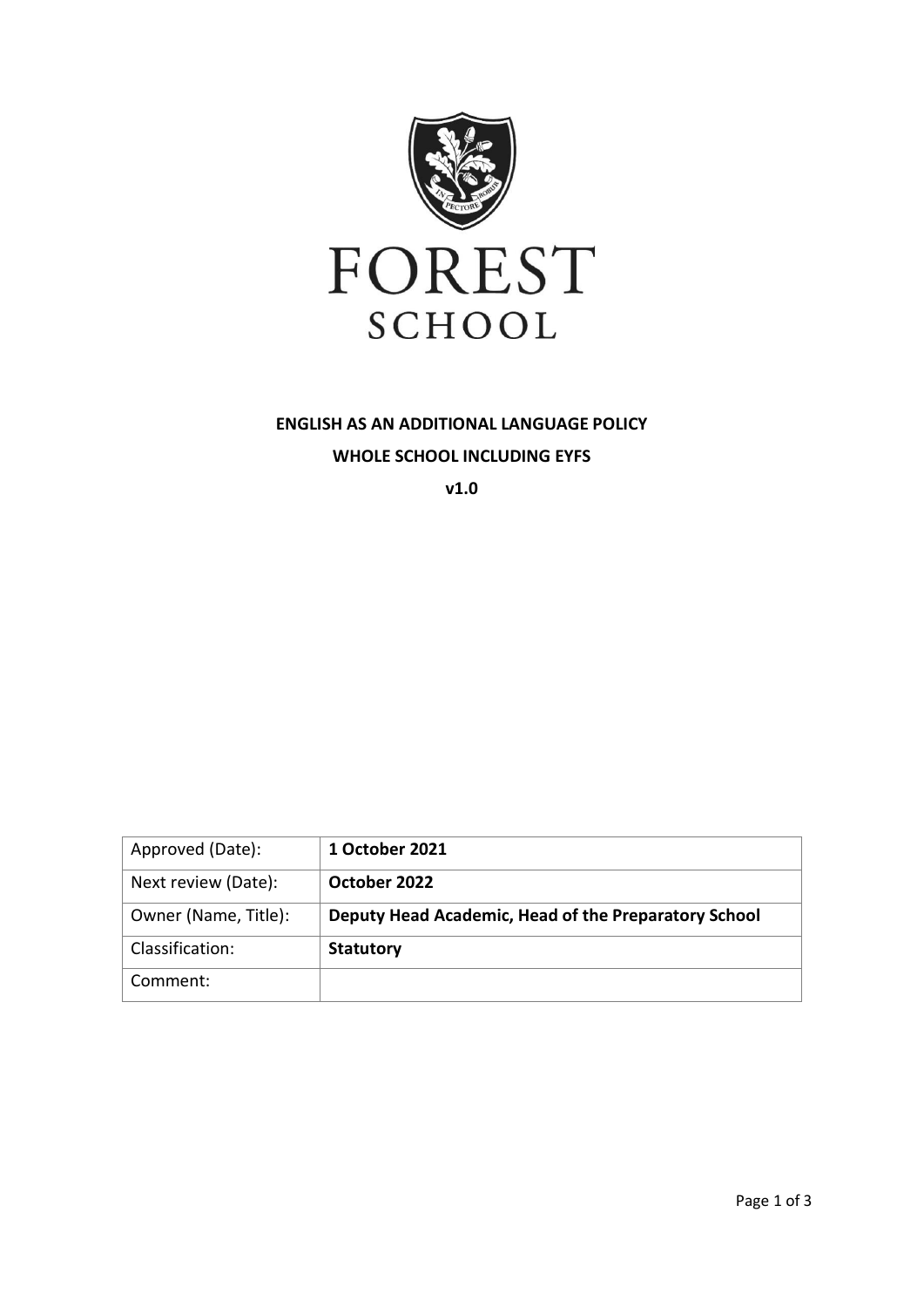# FOREST SCHOOL

**ENGLISH AS AN ADDITIONAL LANGUAGE POLICY**

**WHOLE SCHOOL INCLUDING EYFS**

**v1.0**

| Approved (Date): | **1 October 2021** |
| --- | --- |
| Next review (Date): | **October 2022** |
| Owner (Name, Title): | **Deputy Head Academic, Head of the Preparatory School** |
| Classification: | **Statutory** |
| Comment: | |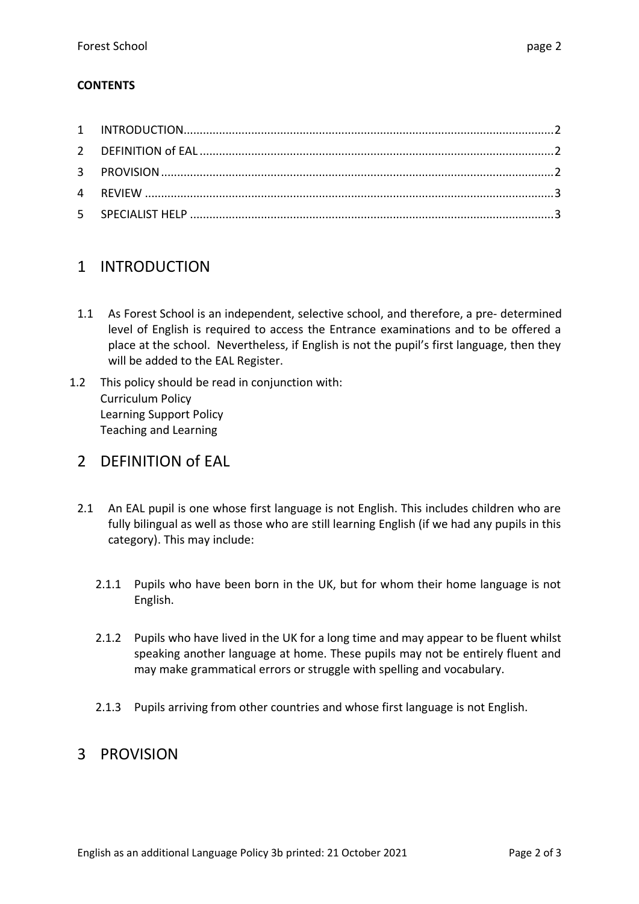**CONTENTS**

1 INTRODUCTION ........ 2
2 DEFINITION of EAL ........ 2
3 PROVISION ........ 2
4 REVIEW ........ 3
5 SPECIALIST HELP ........ 3

# 1 INTRODUCTION

1.1 As Forest School is an independent, selective school, and therefore, a pre- determined level of English is required to access the Entrance examinations and to be offered a place at the school. Nevertheless, if English is not the pupil's first language, then they will be added to the EAL Register.

1.2 This policy should be read in conjunction with:
Curriculum Policy
Learning Support Policy
Teaching and Learning

# 2 DEFINITION of EAL

2.1 An EAL pupil is one whose first language is not English. This includes children who are fully bilingual as well as those who are still learning English (if we had any pupils in this category). This may include:

2.1.1 Pupils who have been born in the UK, but for whom their home language is not English.

2.1.2 Pupils who have lived in the UK for a long time and may appear to be fluent whilst speaking another language at home. These pupils may not be entirely fluent and may make grammatical errors or struggle with spelling and vocabulary.

2.1.3 Pupils arriving from other countries and whose first language is not English.

# 3 PROVISION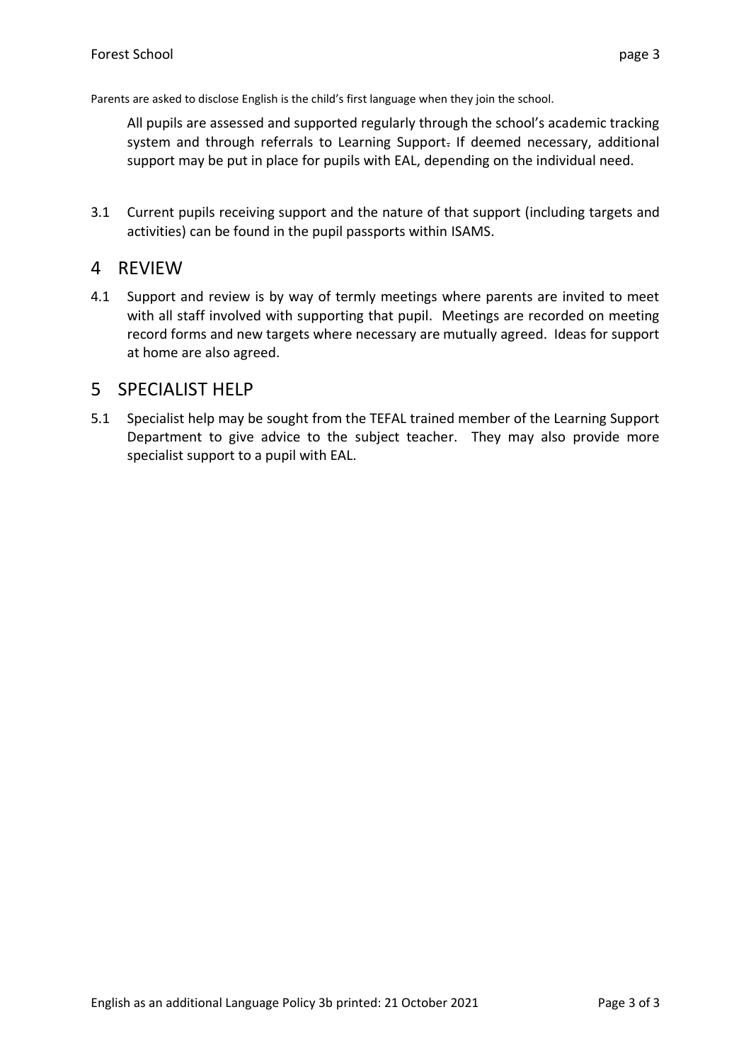Parents are asked to disclose English is the child's first language when they join the school.

All pupils are assessed and supported regularly through the school's academic tracking system and through referrals to Learning Support. If deemed necessary, additional support may be put in place for pupils with EAL, depending on the individual need.

3.1 Current pupils receiving support and the nature of that support (including targets and activities) can be found in the pupil passports within ISAMS.

# 4 REVIEW

4.1 Support and review is by way of termly meetings where parents are invited to meet with all staff involved with supporting that pupil. Meetings are recorded on meeting record forms and new targets where necessary are mutually agreed. Ideas for support at home are also agreed.

# 5 SPECIALIST HELP

5.1 Specialist help may be sought from the TEFAL trained member of the Learning Support Department to give advice to the subject teacher. They may also provide more specialist support to a pupil with EAL.